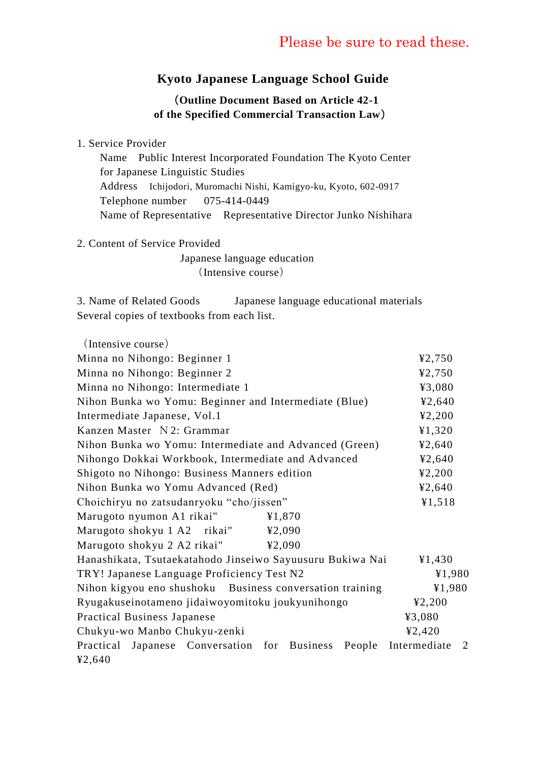Please be sure to read these.

# Kyoto Japanese Language School Guide

**（Outline Document Based on Article 42-1 of the Specified Commercial Transaction Law）**

1. Service Provider

   Name　Public Interest Incorporated Foundation The Kyoto Center for Japanese Linguistic Studies

   Address　Ichijodori, Muromachi Nishi, Kamigyo-ku, Kyoto, 602-0917

   Telephone number　075-414-0449

   Name of Representative　Representative Director Junko Nishihara

2. Content of Service Provided

   Japanese language education
   （Intensive course）

3. Name of Related Goods　Japanese language educational materials
   Several copies of textbooks from each list.

（Intensive course）

| Title | Price |
|---|---|
| Minna no Nihongo: Beginner 1 | ¥2,750 |
| Minna no Nihongo: Beginner 2 | ¥2,750 |
| Minna no Nihongo: Intermediate 1 | ¥3,080 |
| Nihon Bunka wo Yomu: Beginner and Intermediate (Blue) | ¥2,640 |
| Intermediate Japanese, Vol.1 | ¥2,200 |
| Kanzen Master　N 2: Grammar | ¥1,320 |
| Nihon Bunka wo Yomu: Intermediate and Advanced (Green) | ¥2,640 |
| Nihongo Dokkai Workbook, Intermediate and Advanced | ¥2,640 |
| Shigoto no Nihongo: Business Manners edition | ¥2,200 |
| Nihon Bunka wo Yomu Advanced (Red) | ¥2,640 |
| Choichiryu no zatsudanryoku “cho/jissen” | ¥1,518 |
| Marugoto nyumon A1 rikai" | ¥1,870 |
| Marugoto shokyu 1 A2　rikai" | ¥2,090 |
| Marugoto shokyu 2 A2 rikai" | ¥2,090 |
| Hanashikata, Tsutaekatahodo Jinseiwo Sayuusuru Bukiwa Nai | ¥1,430 |
| TRY! Japanese Language Proficiency Test N2 | ¥1,980 |
| Nihon kigyou eno shushoku　Business conversation training | ¥1,980 |
| Ryugakuseinotameno jidaiwoyomitoku joukyunihongo | ¥2,200 |
| Practical Business Japanese | ¥3,080 |
| Chukyu-wo Manbo Chukyu-zenki | ¥2,420 |
| Practical Japanese Conversation for Business People Intermediate 2 | ¥2,640 |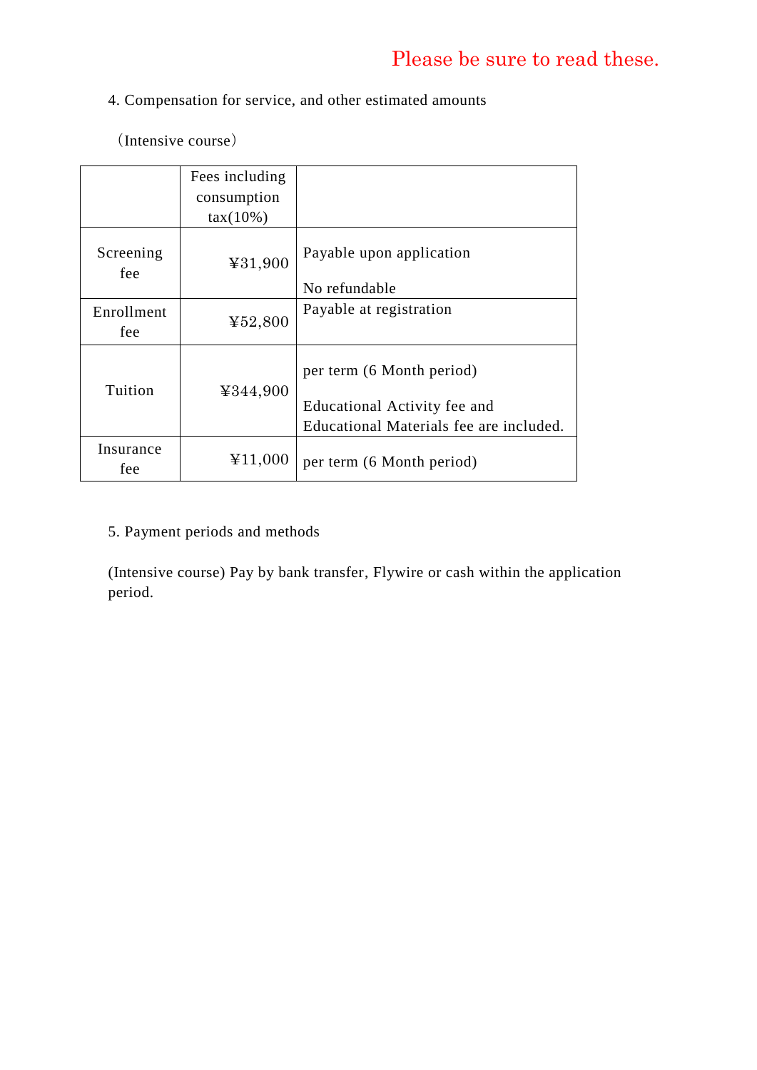Please be sure to read these.

4. Compensation for service, and other estimated amounts

（Intensive course）

| | Fees including consumption tax(10%) | |
|---|---|---|
| Screening fee | ¥31,900 | Payable upon application<br><br>No refundable |
| Enrollment fee | ¥52,800 | Payable at registration |
| Tuition | ¥344,900 | per term (6 Month period)<br><br>Educational Activity fee and Educational Materials fee are included. |
| Insurance fee | ¥11,000 | per term (6 Month period) |

5. Payment periods and methods

(Intensive course) Pay by bank transfer, Flywire or cash within the application period.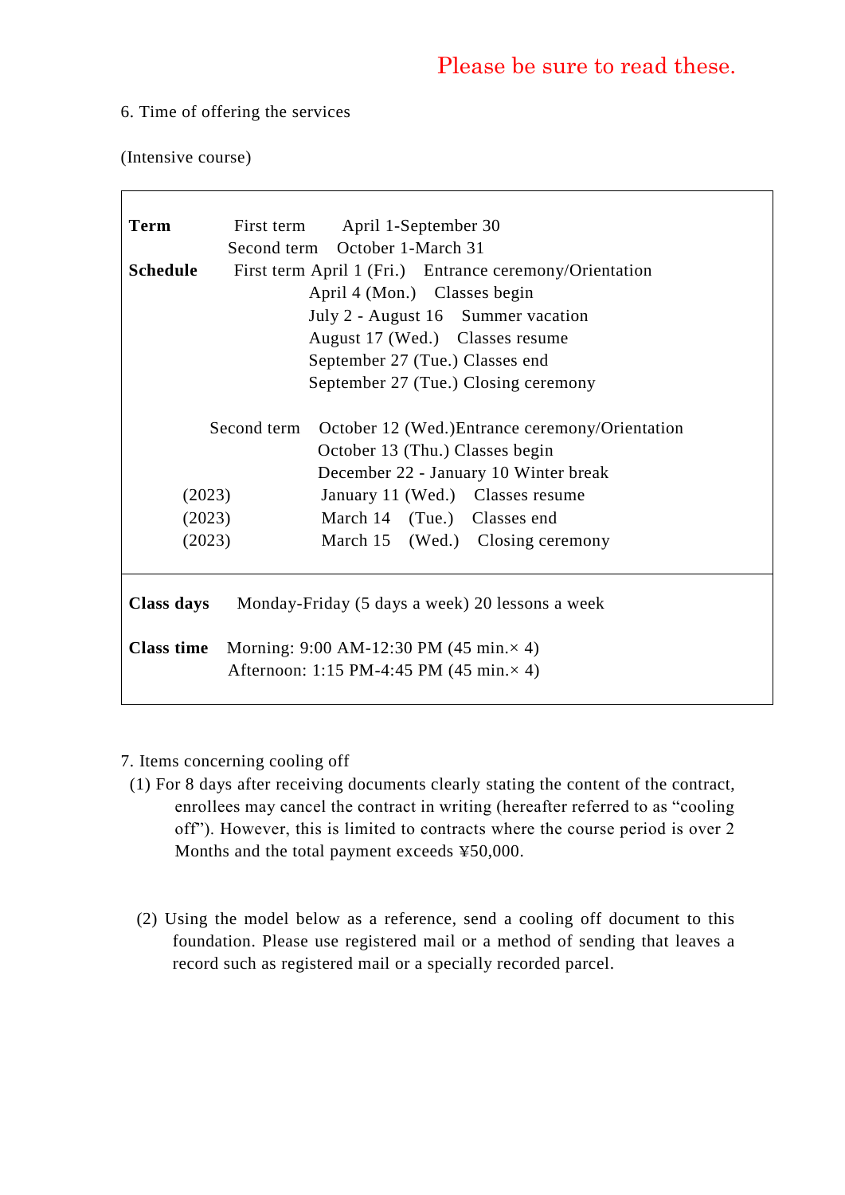Please be sure to read these.

6. Time of offering the services

(Intensive course)

| | | | |
|---|---|---|---|
| **Term** | First term | April 1-September 30 | |
| | Second term | October 1-March 31 | |
| **Schedule** | First term | April 1 (Fri.) | Entrance ceremony/Orientation |
| | | April 4 (Mon.) | Classes begin |
| | | July 2 - August 16 | Summer vacation |
| | | August 17 (Wed.) | Classes resume |
| | | September 27 (Tue.) | Classes end |
| | | September 27 (Tue.) | Closing ceremony |
| | Second term | October 12 (Wed.) | Entrance ceremony/Orientation |
| | | October 13 (Thu.) | Classes begin |
| | | December 22 - January 10 | Winter break |
| | (2023) | January 11 (Wed.) | Classes resume |
| | (2023) | March 14 (Tue.) | Classes end |
| | (2023) | March 15 (Wed.) | Closing ceremony |
| **Class days** | Monday-Friday (5 days a week) 20 lessons a week | | |
| **Class time** | Morning: 9:00 AM-12:30 PM (45 min.× 4) | | |
| | Afternoon: 1:15 PM-4:45 PM (45 min.× 4) | | |

7. Items concerning cooling off

(1) For 8 days after receiving documents clearly stating the content of the contract, enrollees may cancel the contract in writing (hereafter referred to as “cooling off”). However, this is limited to contracts where the course period is over 2 Months and the total payment exceeds ¥50,000.

(2) Using the model below as a reference, send a cooling off document to this foundation. Please use registered mail or a method of sending that leaves a record such as registered mail or a specially recorded parcel.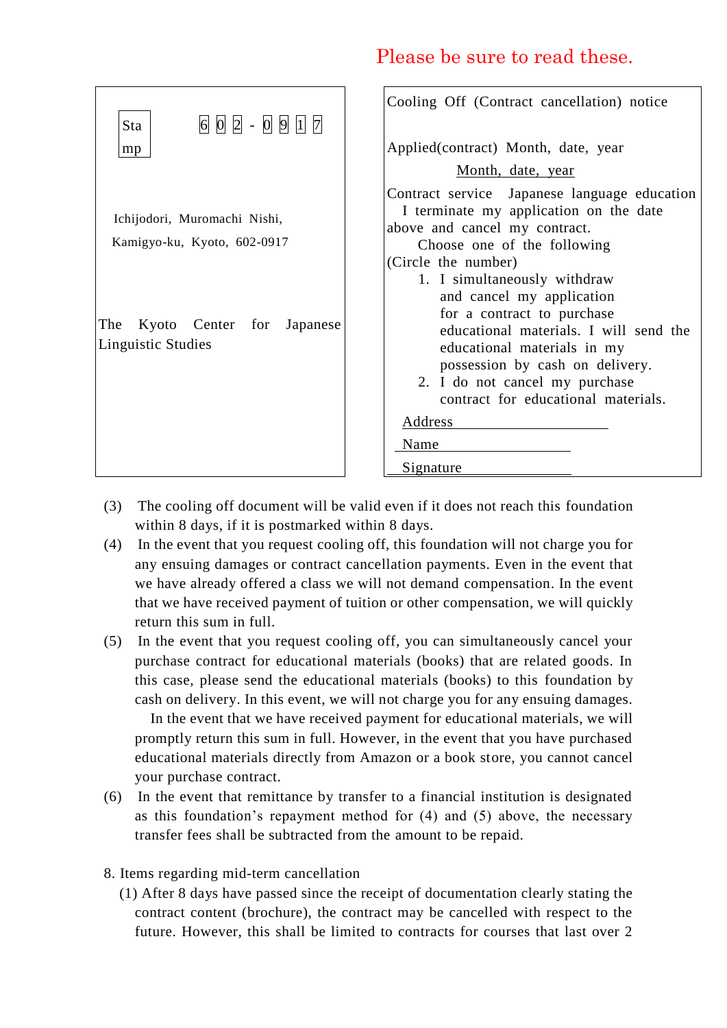**Please be sure to read these.**

| | |
|---|---|
| Stamp<br><br>602-0917<br><br>Ichijodori, Muromachi Nishi,<br>Kamigyo-ku, Kyoto, 602-0917<br><br>The Kyoto Center for Japanese Linguistic Studies | Cooling Off (Contract cancellation) notice<br><br>Applied(contract) Month, date, year<br>Month, date, year<br><br>Contract service Japanese language education<br>I terminate my application on the date above and cancel my contract.<br>Choose one of the following (Circle the number)<br>1. I simultaneously withdraw and cancel my application for a contract to purchase educational materials. I will send the educational materials in my possession by cash on delivery.<br>2. I do not cancel my purchase contract for educational materials.<br><br>Address \_\_\_\_\_\_\_\_\_\_\_\_\_\_\_\_\_\_\_\_<br>Name \_\_\_\_\_\_\_\_\_\_\_\_\_\_\_\_\_\_\_\_<br>Signature \_\_\_\_\_\_\_\_\_\_\_\_\_\_\_\_\_\_\_\_ |

(3) The cooling off document will be valid even if it does not reach this foundation within 8 days, if it is postmarked within 8 days.

(4) In the event that you request cooling off, this foundation will not charge you for any ensuing damages or contract cancellation payments. Even in the event that we have already offered a class we will not demand compensation. In the event that we have received payment of tuition or other compensation, we will quickly return this sum in full.

(5) In the event that you request cooling off, you can simultaneously cancel your purchase contract for educational materials (books) that are related goods. In this case, please send the educational materials (books) to this foundation by cash on delivery. In this event, we will not charge you for any ensuing damages.
In the event that we have received payment for educational materials, we will promptly return this sum in full. However, in the event that you have purchased educational materials directly from Amazon or a book store, you cannot cancel your purchase contract.

(6) In the event that remittance by transfer to a financial institution is designated as this foundation's repayment method for (4) and (5) above, the necessary transfer fees shall be subtracted from the amount to be repaid.

8. Items regarding mid-term cancellation

(1) After 8 days have passed since the receipt of documentation clearly stating the contract content (brochure), the contract may be cancelled with respect to the future. However, this shall be limited to contracts for courses that last over 2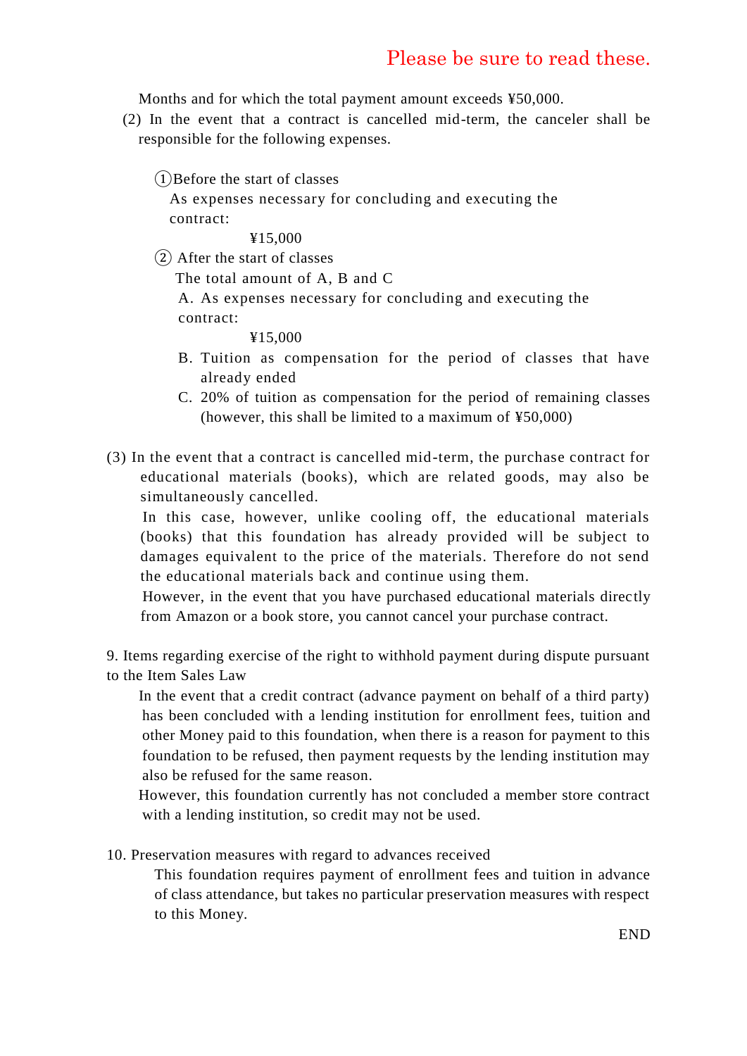Please be sure to read these.

Months and for which the total payment amount exceeds ¥50,000.

(2) In the event that a contract is cancelled mid-term, the canceler shall be responsible for the following expenses.

①Before the start of classes
As expenses necessary for concluding and executing the contract:
¥15,000

② After the start of classes
The total amount of A, B and C

A. As expenses necessary for concluding and executing the contract:
¥15,000

B. Tuition as compensation for the period of classes that have already ended

C. 20% of tuition as compensation for the period of remaining classes (however, this shall be limited to a maximum of ¥50,000)

(3) In the event that a contract is cancelled mid-term, the purchase contract for educational materials (books), which are related goods, may also be simultaneously cancelled.
In this case, however, unlike cooling off, the educational materials (books) that this foundation has already provided will be subject to damages equivalent to the price of the materials. Therefore do not send the educational materials back and continue using them.
However, in the event that you have purchased educational materials directly from Amazon or a book store, you cannot cancel your purchase contract.

9. Items regarding exercise of the right to withhold payment during dispute pursuant to the Item Sales Law

In the event that a credit contract (advance payment on behalf of a third party) has been concluded with a lending institution for enrollment fees, tuition and other Money paid to this foundation, when there is a reason for payment to this foundation to be refused, then payment requests by the lending institution may also be refused for the same reason.
However, this foundation currently has not concluded a member store contract with a lending institution, so credit may not be used.

10. Preservation measures with regard to advances received

This foundation requires payment of enrollment fees and tuition in advance of class attendance, but takes no particular preservation measures with respect to this Money.

END